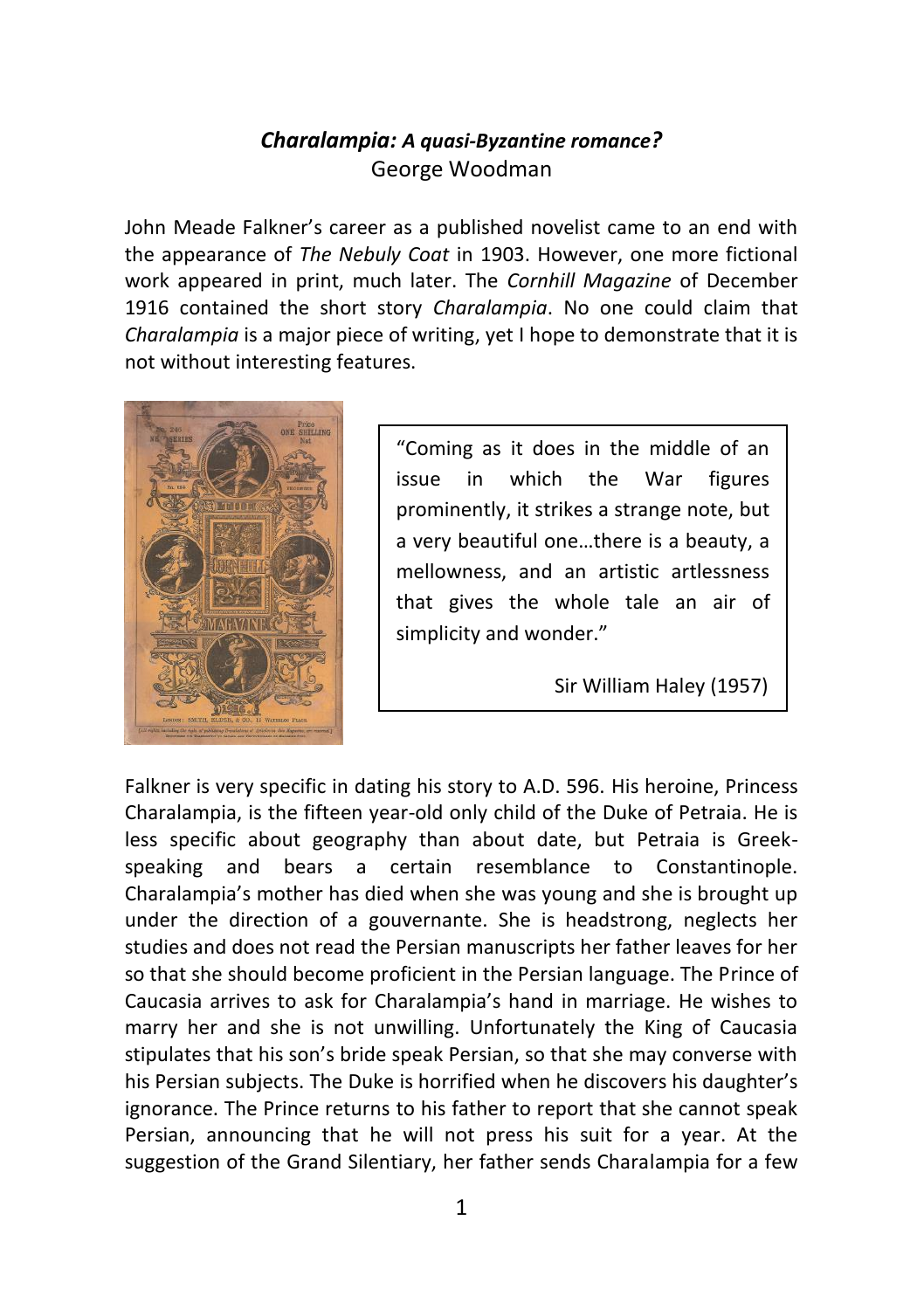# *Charalampia: A quasi-Byzantine romance?*

George Woodman

John Meade Falkner's career as a published novelist came to an end with the appearance of *The Nebuly Coat* in 1903. However, one more fictional work appeared in print, much later. The *Cornhill Magazine* of December 1916 contained the short story *Charalampia*. No one could claim that *Charalampia* is a major piece of writing, yet I hope to demonstrate that it is not without interesting features.

> "Coming as it does in the middle of an issue in which the War figures prominently, it strikes a strange note, but a very beautiful one…there is a beauty, a mellowness, and an artistic artlessness that gives the whole tale an air of simplicity and wonder."
>
> Sir William Haley (1957)

Falkner is very specific in dating his story to A.D. 596. His heroine, Princess Charalampia, is the fifteen year-old only child of the Duke of Petraia. He is less specific about geography than about date, but Petraia is Greek-speaking and bears a certain resemblance to Constantinople. Charalampia's mother has died when she was young and she is brought up under the direction of a gouvernante. She is headstrong, neglects her studies and does not read the Persian manuscripts her father leaves for her so that she should become proficient in the Persian language. The Prince of Caucasia arrives to ask for Charalampia's hand in marriage. He wishes to marry her and she is not unwilling. Unfortunately the King of Caucasia stipulates that his son's bride speak Persian, so that she may converse with his Persian subjects. The Duke is horrified when he discovers his daughter's ignorance. The Prince returns to his father to report that she cannot speak Persian, announcing that he will not press his suit for a year. At the suggestion of the Grand Silentiary, her father sends Charalampia for a few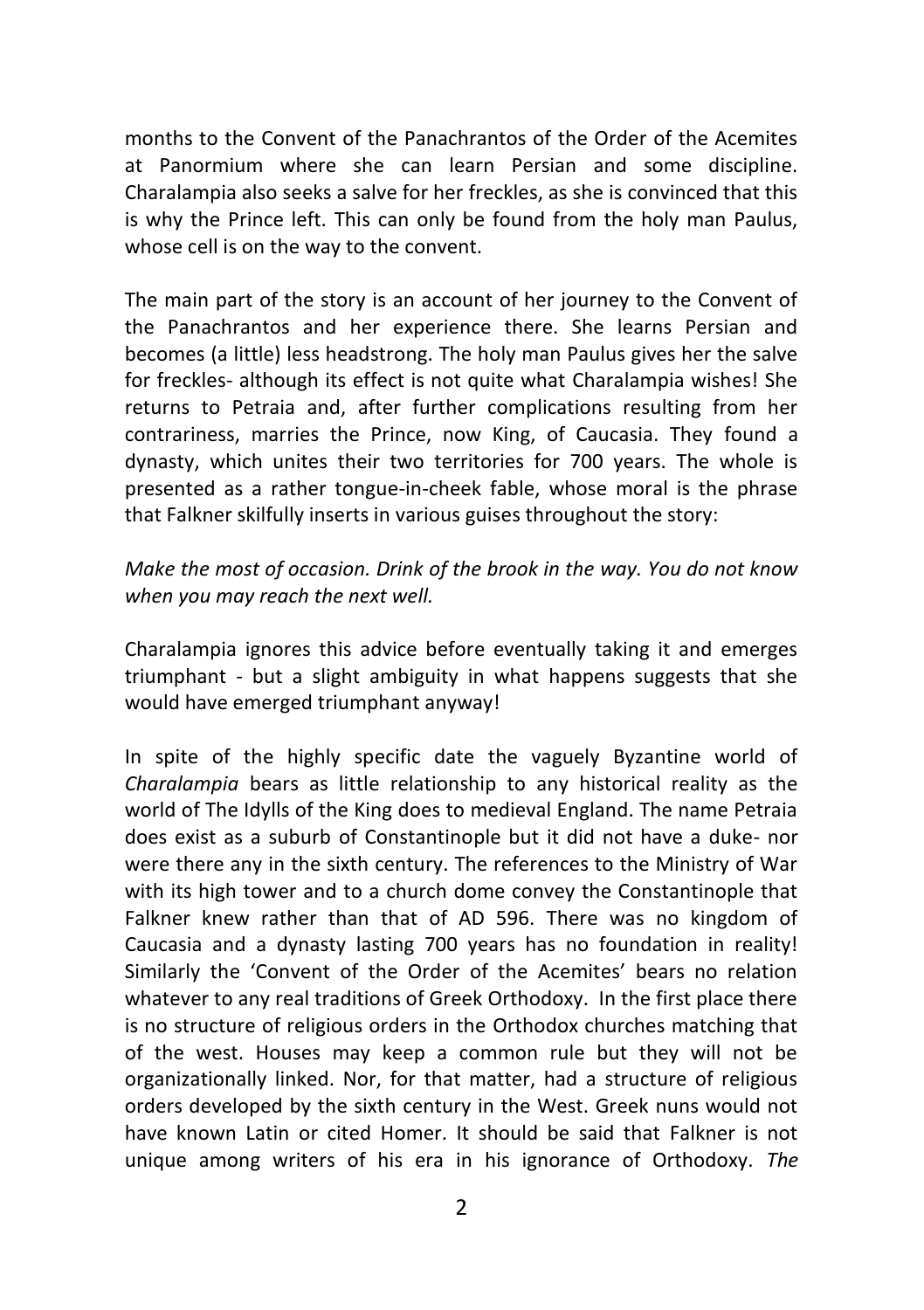months to the Convent of the Panachrantos of the Order of the Acemites at Panormium where she can learn Persian and some discipline. Charalampia also seeks a salve for her freckles, as she is convinced that this is why the Prince left. This can only be found from the holy man Paulus, whose cell is on the way to the convent.

The main part of the story is an account of her journey to the Convent of the Panachrantos and her experience there. She learns Persian and becomes (a little) less headstrong. The holy man Paulus gives her the salve for freckles- although its effect is not quite what Charalampia wishes! She returns to Petraia and, after further complications resulting from her contrariness, marries the Prince, now King, of Caucasia. They found a dynasty, which unites their two territories for 700 years. The whole is presented as a rather tongue-in-cheek fable, whose moral is the phrase that Falkner skilfully inserts in various guises throughout the story:

*Make the most of occasion. Drink of the brook in the way. You do not know when you may reach the next well.*

Charalampia ignores this advice before eventually taking it and emerges triumphant - but a slight ambiguity in what happens suggests that she would have emerged triumphant anyway!

In spite of the highly specific date the vaguely Byzantine world of *Charalampia* bears as little relationship to any historical reality as the world of The Idylls of the King does to medieval England. The name Petraia does exist as a suburb of Constantinople but it did not have a duke- nor were there any in the sixth century. The references to the Ministry of War with its high tower and to a church dome convey the Constantinople that Falkner knew rather than that of AD 596. There was no kingdom of Caucasia and a dynasty lasting 700 years has no foundation in reality! Similarly the 'Convent of the Order of the Acemites' bears no relation whatever to any real traditions of Greek Orthodoxy. In the first place there is no structure of religious orders in the Orthodox churches matching that of the west. Houses may keep a common rule but they will not be organizationally linked. Nor, for that matter, had a structure of religious orders developed by the sixth century in the West. Greek nuns would not have known Latin or cited Homer. It should be said that Falkner is not unique among writers of his era in his ignorance of Orthodoxy. *The*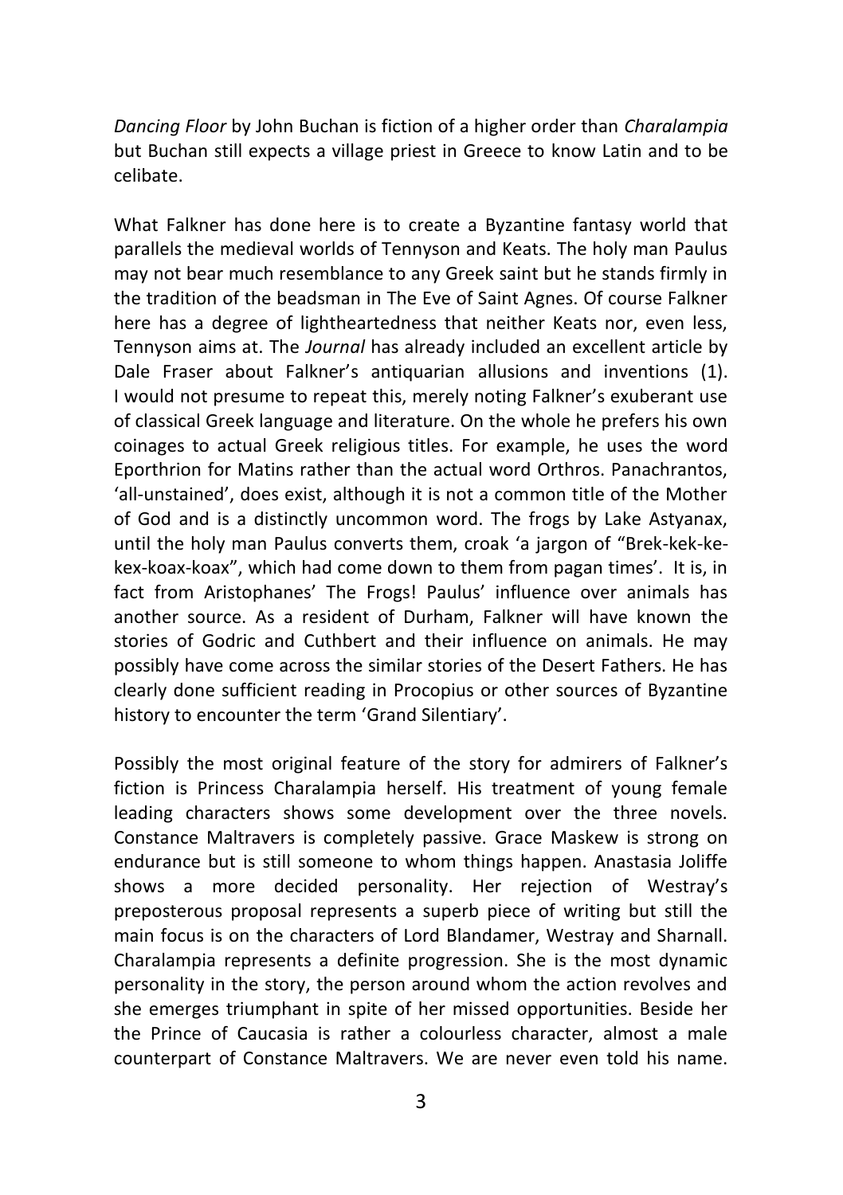*Dancing Floor* by John Buchan is fiction of a higher order than *Charalampia* but Buchan still expects a village priest in Greece to know Latin and to be celibate.

What Falkner has done here is to create a Byzantine fantasy world that parallels the medieval worlds of Tennyson and Keats. The holy man Paulus may not bear much resemblance to any Greek saint but he stands firmly in the tradition of the beadsman in The Eve of Saint Agnes. Of course Falkner here has a degree of lightheartedness that neither Keats nor, even less, Tennyson aims at. The *Journal* has already included an excellent article by Dale Fraser about Falkner's antiquarian allusions and inventions (1). I would not presume to repeat this, merely noting Falkner's exuberant use of classical Greek language and literature. On the whole he prefers his own coinages to actual Greek religious titles. For example, he uses the word Eporthrion for Matins rather than the actual word Orthros. Panachrantos, 'all-unstained', does exist, although it is not a common title of the Mother of God and is a distinctly uncommon word. The frogs by Lake Astyanax, until the holy man Paulus converts them, croak 'a jargon of "Brek-kek-ke-kex-koax-koax", which had come down to them from pagan times'. It is, in fact from Aristophanes' The Frogs! Paulus' influence over animals has another source. As a resident of Durham, Falkner will have known the stories of Godric and Cuthbert and their influence on animals. He may possibly have come across the similar stories of the Desert Fathers. He has clearly done sufficient reading in Procopius or other sources of Byzantine history to encounter the term 'Grand Silentiary'.

Possibly the most original feature of the story for admirers of Falkner's fiction is Princess Charalampia herself. His treatment of young female leading characters shows some development over the three novels. Constance Maltravers is completely passive. Grace Maskew is strong on endurance but is still someone to whom things happen. Anastasia Joliffe shows a more decided personality. Her rejection of Westray's preposterous proposal represents a superb piece of writing but still the main focus is on the characters of Lord Blandamer, Westray and Sharnall. Charalampia represents a definite progression. She is the most dynamic personality in the story, the person around whom the action revolves and she emerges triumphant in spite of her missed opportunities. Beside her the Prince of Caucasia is rather a colourless character, almost a male counterpart of Constance Maltravers. We are never even told his name.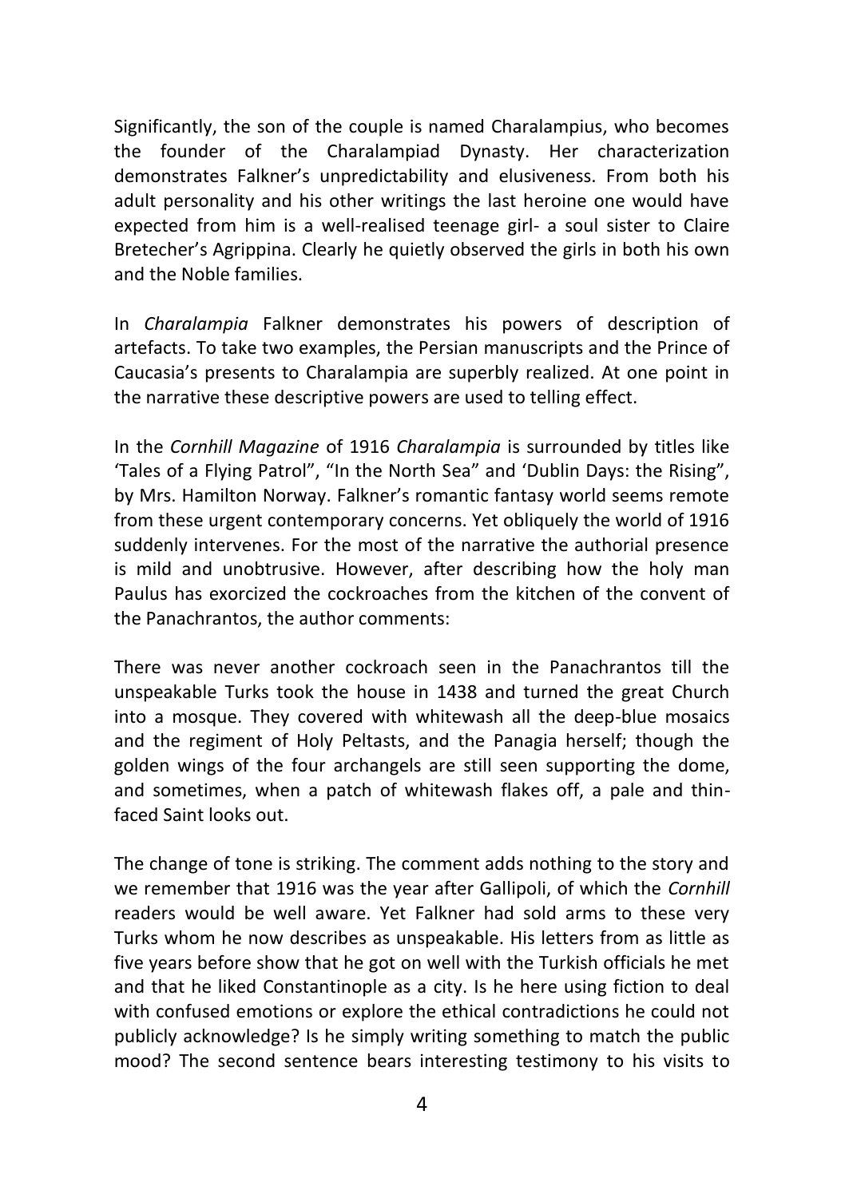Significantly, the son of the couple is named Charalampius, who becomes the founder of the Charalampiad Dynasty. Her characterization demonstrates Falkner's unpredictability and elusiveness. From both his adult personality and his other writings the last heroine one would have expected from him is a well-realised teenage girl- a soul sister to Claire Bretecher's Agrippina. Clearly he quietly observed the girls in both his own and the Noble families.

In *Charalampia* Falkner demonstrates his powers of description of artefacts. To take two examples, the Persian manuscripts and the Prince of Caucasia's presents to Charalampia are superbly realized. At one point in the narrative these descriptive powers are used to telling effect.

In the *Cornhill Magazine* of 1916 *Charalampia* is surrounded by titles like 'Tales of a Flying Patrol", "In the North Sea" and 'Dublin Days: the Rising", by Mrs. Hamilton Norway. Falkner's romantic fantasy world seems remote from these urgent contemporary concerns. Yet obliquely the world of 1916 suddenly intervenes. For the most of the narrative the authorial presence is mild and unobtrusive. However, after describing how the holy man Paulus has exorcized the cockroaches from the kitchen of the convent of the Panachrantos, the author comments:

There was never another cockroach seen in the Panachrantos till the unspeakable Turks took the house in 1438 and turned the great Church into a mosque. They covered with whitewash all the deep-blue mosaics and the regiment of Holy Peltasts, and the Panagia herself; though the golden wings of the four archangels are still seen supporting the dome, and sometimes, when a patch of whitewash flakes off, a pale and thin-faced Saint looks out.

The change of tone is striking. The comment adds nothing to the story and we remember that 1916 was the year after Gallipoli, of which the *Cornhill* readers would be well aware. Yet Falkner had sold arms to these very Turks whom he now describes as unspeakable. His letters from as little as five years before show that he got on well with the Turkish officials he met and that he liked Constantinople as a city. Is he here using fiction to deal with confused emotions or explore the ethical contradictions he could not publicly acknowledge? Is he simply writing something to match the public mood? The second sentence bears interesting testimony to his visits to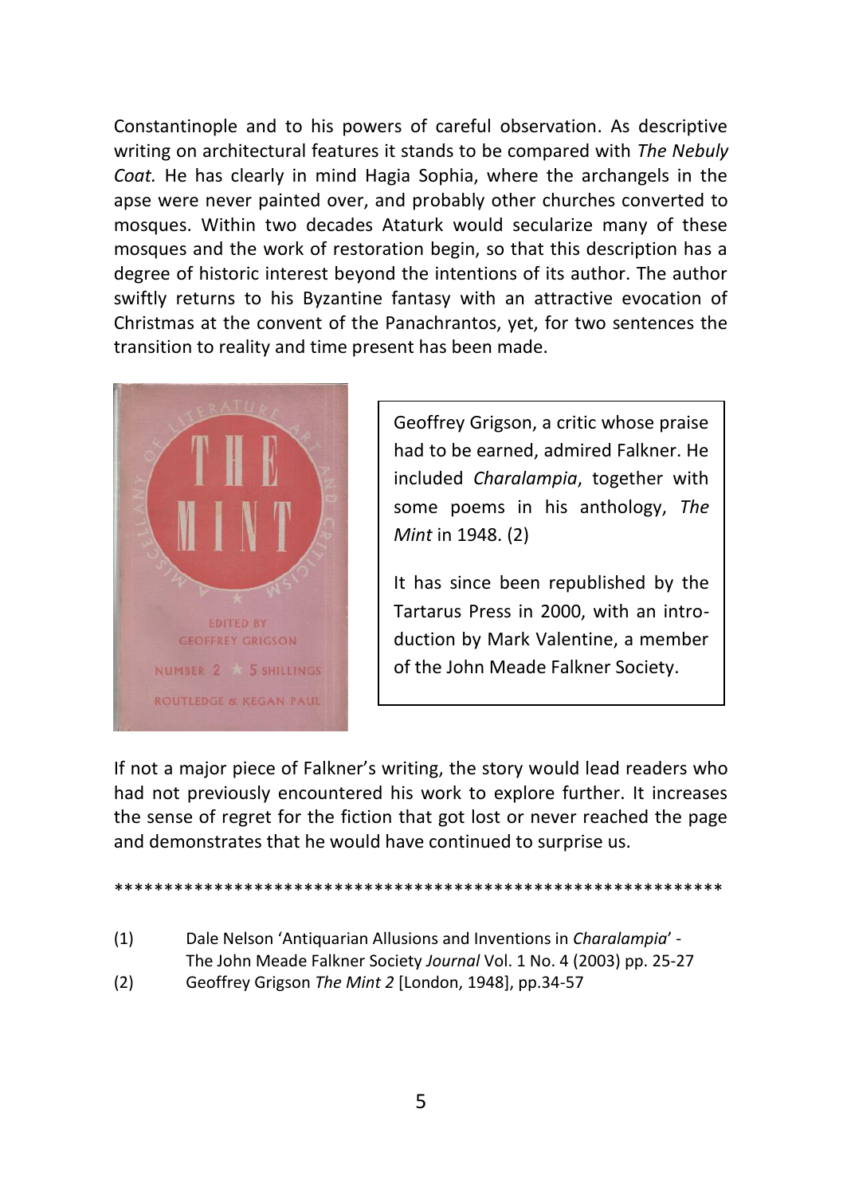Constantinople and to his powers of careful observation. As descriptive writing on architectural features it stands to be compared with *The Nebuly Coat.* He has clearly in mind Hagia Sophia, where the archangels in the apse were never painted over, and probably other churches converted to mosques. Within two decades Ataturk would secularize many of these mosques and the work of restoration begin, so that this description has a degree of historic interest beyond the intentions of its author. The author swiftly returns to his Byzantine fantasy with an attractive evocation of Christmas at the convent of the Panachrantos, yet, for two sentences the transition to reality and time present has been made.

Geoffrey Grigson, a critic whose praise had to be earned, admired Falkner. He included *Charalampia*, together with some poems in his anthology, *The Mint* in 1948. (2)

It has since been republished by the Tartarus Press in 2000, with an introduction by Mark Valentine, a member of the John Meade Falkner Society.

If not a major piece of Falkner's writing, the story would lead readers who had not previously encountered his work to explore further. It increases the sense of regret for the fiction that got lost or never reached the page and demonstrates that he would have continued to surprise us.

*************************************************************

(1) Dale Nelson 'Antiquarian Allusions and Inventions in *Charalampia*' - The John Meade Falkner Society *Journal* Vol. 1 No. 4 (2003) pp. 25-27

(2) Geoffrey Grigson *The Mint 2* [London, 1948], pp.34-57